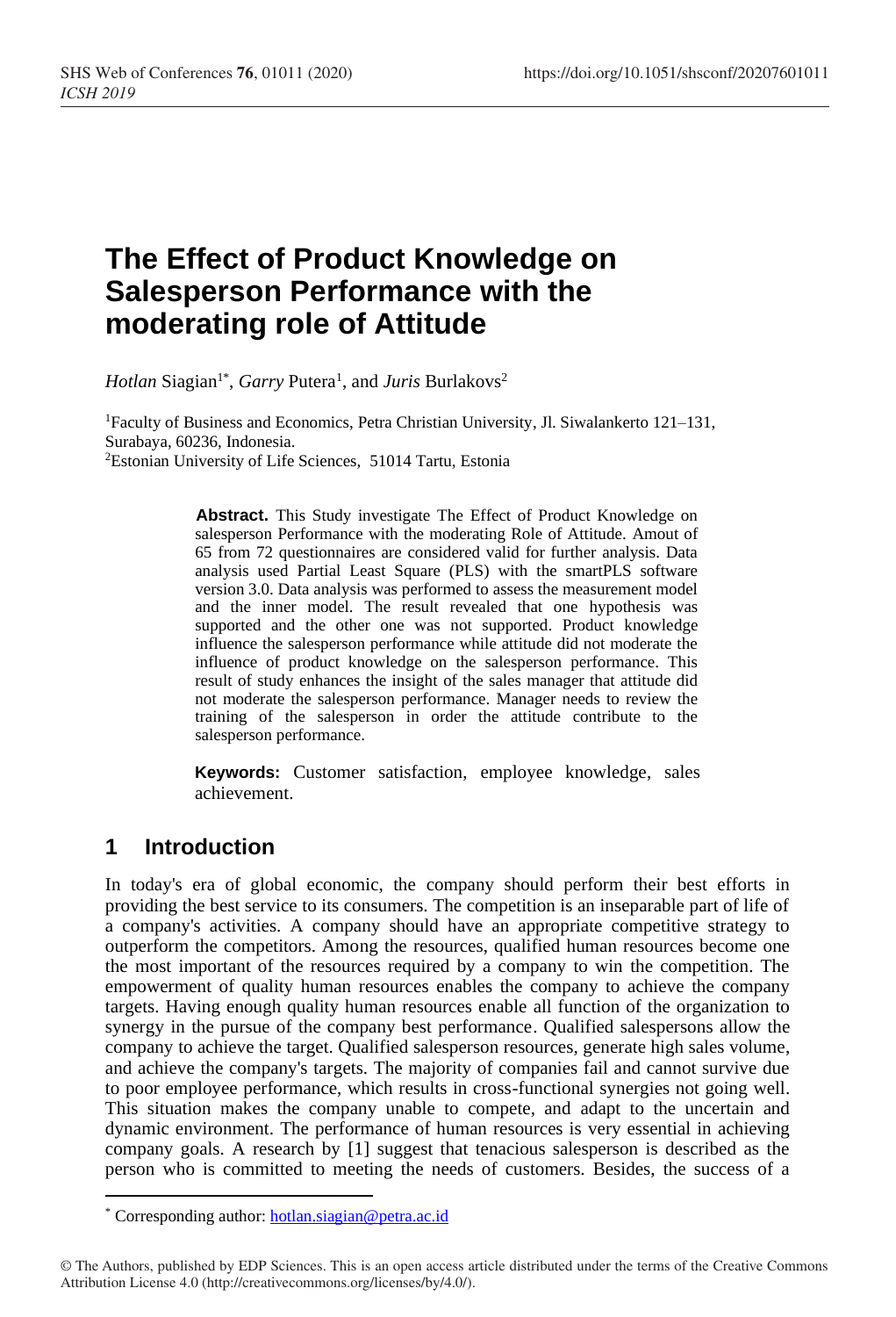# The Effect of Product Knowledge on Salesperson Performance with the moderating role of Attitude

*Hotlan* Siagian[1*], *Garry* Putera[1], and *Juris* Burlakovs[2]

[1]Faculty of Business and Economics, Petra Christian University, Jl. Siwalankerto 121–131, Surabaya, 60236, Indonesia.
[2]Estonian University of Life Sciences, 51014 Tartu, Estonia

> **Abstract.** This Study investigate The Effect of Product Knowledge on salesperson Performance with the moderating Role of Attitude. Amout of 65 from 72 questionnaires are considered valid for further analysis. Data analysis used Partial Least Square (PLS) with the smartPLS software version 3.0. Data analysis was performed to assess the measurement model and the inner model. The result revealed that one hypothesis was supported and the other one was not supported. Product knowledge influence the salesperson performance while attitude did not moderate the influence of product knowledge on the salesperson performance. This result of study enhances the insight of the sales manager that attitude did not moderate the salesperson performance. Manager needs to review the training of the salesperson in order the attitude contribute to the salesperson performance.
>
> **Keywords:** Customer satisfaction, employee knowledge, sales achievement.

## 1 Introduction

In today's era of global economic, the company should perform their best efforts in providing the best service to its consumers. The competition is an inseparable part of life of a company's activities. A company should have an appropriate competitive strategy to outperform the competitors. Among the resources, qualified human resources become one the most important of the resources required by a company to win the competition. The empowerment of quality human resources enables the company to achieve the company targets. Having enough quality human resources enable all function of the organization to synergy in the pursue of the company best performance. Qualified salespersons allow the company to achieve the target. Qualified salesperson resources, generate high sales volume, and achieve the company's targets. The majority of companies fail and cannot survive due to poor employee performance, which results in cross-functional synergies not going well. This situation makes the company unable to compete, and adapt to the uncertain and dynamic environment. The performance of human resources is very essential in achieving company goals. A research by [1] suggest that tenacious salesperson is described as the person who is committed to meeting the needs of customers. Besides, the success of a

* Corresponding author: hotlan.siagian@petra.ac.id

© The Authors, published by EDP Sciences. This is an open access article distributed under the terms of the Creative Commons Attribution License 4.0 (http://creativecommons.org/licenses/by/4.0/).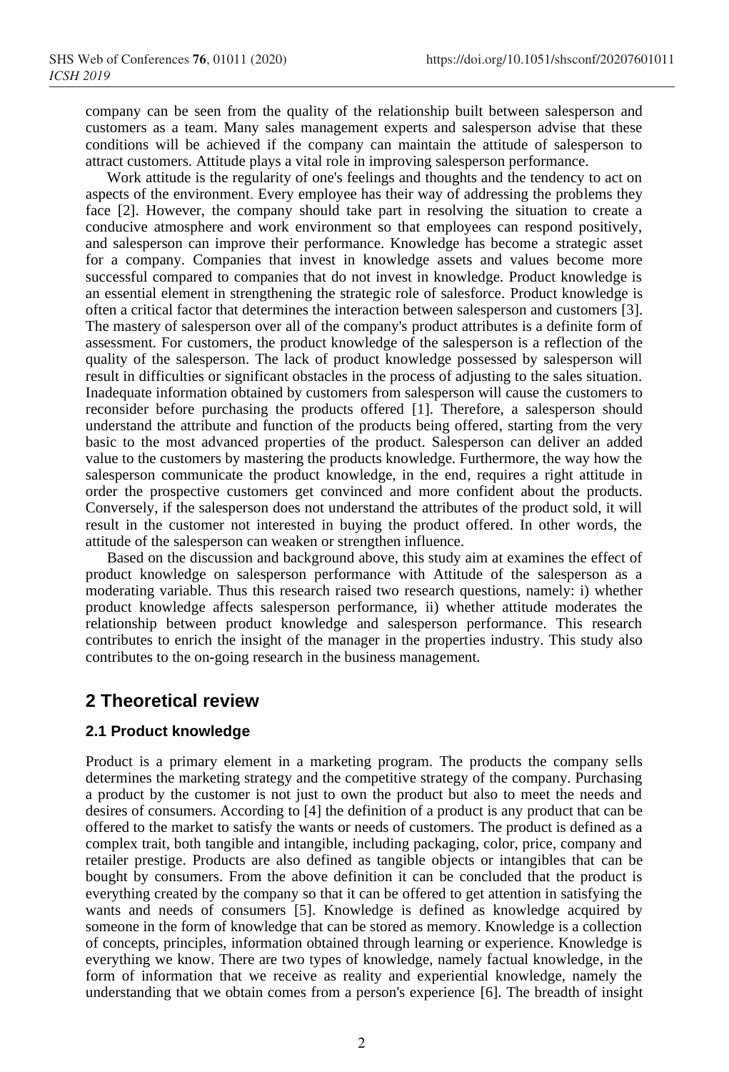company can be seen from the quality of the relationship built between salesperson and customers as a team. Many sales management experts and salesperson advise that these conditions will be achieved if the company can maintain the attitude of salesperson to attract customers. Attitude plays a vital role in improving salesperson performance.

Work attitude is the regularity of one's feelings and thoughts and the tendency to act on aspects of the environment. Every employee has their way of addressing the problems they face [2]. However, the company should take part in resolving the situation to create a conducive atmosphere and work environment so that employees can respond positively, and salesperson can improve their performance. Knowledge has become a strategic asset for a company. Companies that invest in knowledge assets and values become more successful compared to companies that do not invest in knowledge. Product knowledge is an essential element in strengthening the strategic role of salesforce. Product knowledge is often a critical factor that determines the interaction between salesperson and customers [3]. The mastery of salesperson over all of the company's product attributes is a definite form of assessment. For customers, the product knowledge of the salesperson is a reflection of the quality of the salesperson. The lack of product knowledge possessed by salesperson will result in difficulties or significant obstacles in the process of adjusting to the sales situation. Inadequate information obtained by customers from salesperson will cause the customers to reconsider before purchasing the products offered [1]. Therefore, a salesperson should understand the attribute and function of the products being offered, starting from the very basic to the most advanced properties of the product. Salesperson can deliver an added value to the customers by mastering the products knowledge. Furthermore, the way how the salesperson communicate the product knowledge, in the end, requires a right attitude in order the prospective customers get convinced and more confident about the products. Conversely, if the salesperson does not understand the attributes of the product sold, it will result in the customer not interested in buying the product offered. In other words, the attitude of the salesperson can weaken or strengthen influence.

Based on the discussion and background above, this study aim at examines the effect of product knowledge on salesperson performance with Attitude of the salesperson as a moderating variable. Thus this research raised two research questions, namely: i) whether product knowledge affects salesperson performance, ii) whether attitude moderates the relationship between product knowledge and salesperson performance. This research contributes to enrich the insight of the manager in the properties industry. This study also contributes to the on-going research in the business management.

## 2 Theoretical review

### 2.1 Product knowledge

Product is a primary element in a marketing program. The products the company sells determines the marketing strategy and the competitive strategy of the company. Purchasing a product by the customer is not just to own the product but also to meet the needs and desires of consumers. According to [4] the definition of a product is any product that can be offered to the market to satisfy the wants or needs of customers. The product is defined as a complex trait, both tangible and intangible, including packaging, color, price, company and retailer prestige. Products are also defined as tangible objects or intangibles that can be bought by consumers. From the above definition it can be concluded that the product is everything created by the company so that it can be offered to get attention in satisfying the wants and needs of consumers [5]. Knowledge is defined as knowledge acquired by someone in the form of knowledge that can be stored as memory. Knowledge is a collection of concepts, principles, information obtained through learning or experience. Knowledge is everything we know. There are two types of knowledge, namely factual knowledge, in the form of information that we receive as reality and experiential knowledge, namely the understanding that we obtain comes from a person's experience [6]. The breadth of insight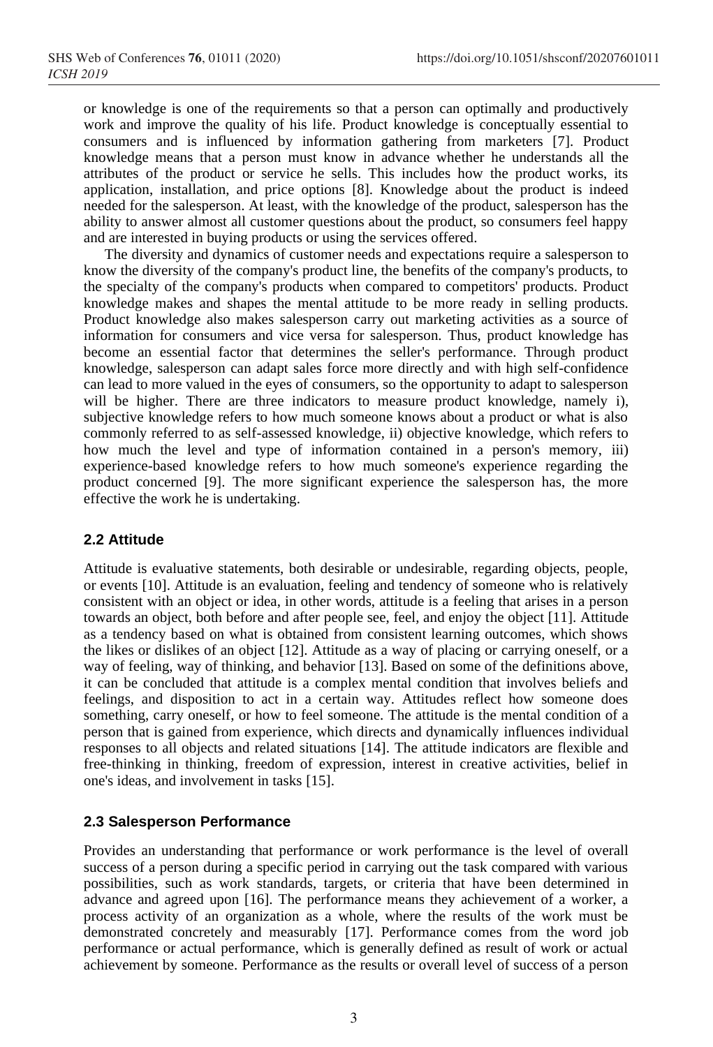or knowledge is one of the requirements so that a person can optimally and productively work and improve the quality of his life. Product knowledge is conceptually essential to consumers and is influenced by information gathering from marketers [7]. Product knowledge means that a person must know in advance whether he understands all the attributes of the product or service he sells. This includes how the product works, its application, installation, and price options [8]. Knowledge about the product is indeed needed for the salesperson. At least, with the knowledge of the product, salesperson has the ability to answer almost all customer questions about the product, so consumers feel happy and are interested in buying products or using the services offered.

The diversity and dynamics of customer needs and expectations require a salesperson to know the diversity of the company's product line, the benefits of the company's products, to the specialty of the company's products when compared to competitors' products. Product knowledge makes and shapes the mental attitude to be more ready in selling products. Product knowledge also makes salesperson carry out marketing activities as a source of information for consumers and vice versa for salesperson. Thus, product knowledge has become an essential factor that determines the seller's performance. Through product knowledge, salesperson can adapt sales force more directly and with high self-confidence can lead to more valued in the eyes of consumers, so the opportunity to adapt to salesperson will be higher. There are three indicators to measure product knowledge, namely i), subjective knowledge refers to how much someone knows about a product or what is also commonly referred to as self-assessed knowledge, ii) objective knowledge, which refers to how much the level and type of information contained in a person's memory, iii) experience-based knowledge refers to how much someone's experience regarding the product concerned [9]. The more significant experience the salesperson has, the more effective the work he is undertaking.

## 2.2 Attitude

Attitude is evaluative statements, both desirable or undesirable, regarding objects, people, or events [10]. Attitude is an evaluation, feeling and tendency of someone who is relatively consistent with an object or idea, in other words, attitude is a feeling that arises in a person towards an object, both before and after people see, feel, and enjoy the object [11]. Attitude as a tendency based on what is obtained from consistent learning outcomes, which shows the likes or dislikes of an object [12]. Attitude as a way of placing or carrying oneself, or a way of feeling, way of thinking, and behavior [13]. Based on some of the definitions above, it can be concluded that attitude is a complex mental condition that involves beliefs and feelings, and disposition to act in a certain way. Attitudes reflect how someone does something, carry oneself, or how to feel someone. The attitude is the mental condition of a person that is gained from experience, which directs and dynamically influences individual responses to all objects and related situations [14]. The attitude indicators are flexible and free-thinking in thinking, freedom of expression, interest in creative activities, belief in one's ideas, and involvement in tasks [15].

## 2.3 Salesperson Performance

Provides an understanding that performance or work performance is the level of overall success of a person during a specific period in carrying out the task compared with various possibilities, such as work standards, targets, or criteria that have been determined in advance and agreed upon [16]. The performance means they achievement of a worker, a process activity of an organization as a whole, where the results of the work must be demonstrated concretely and measurably [17]. Performance comes from the word job performance or actual performance, which is generally defined as result of work or actual achievement by someone. Performance as the results or overall level of success of a person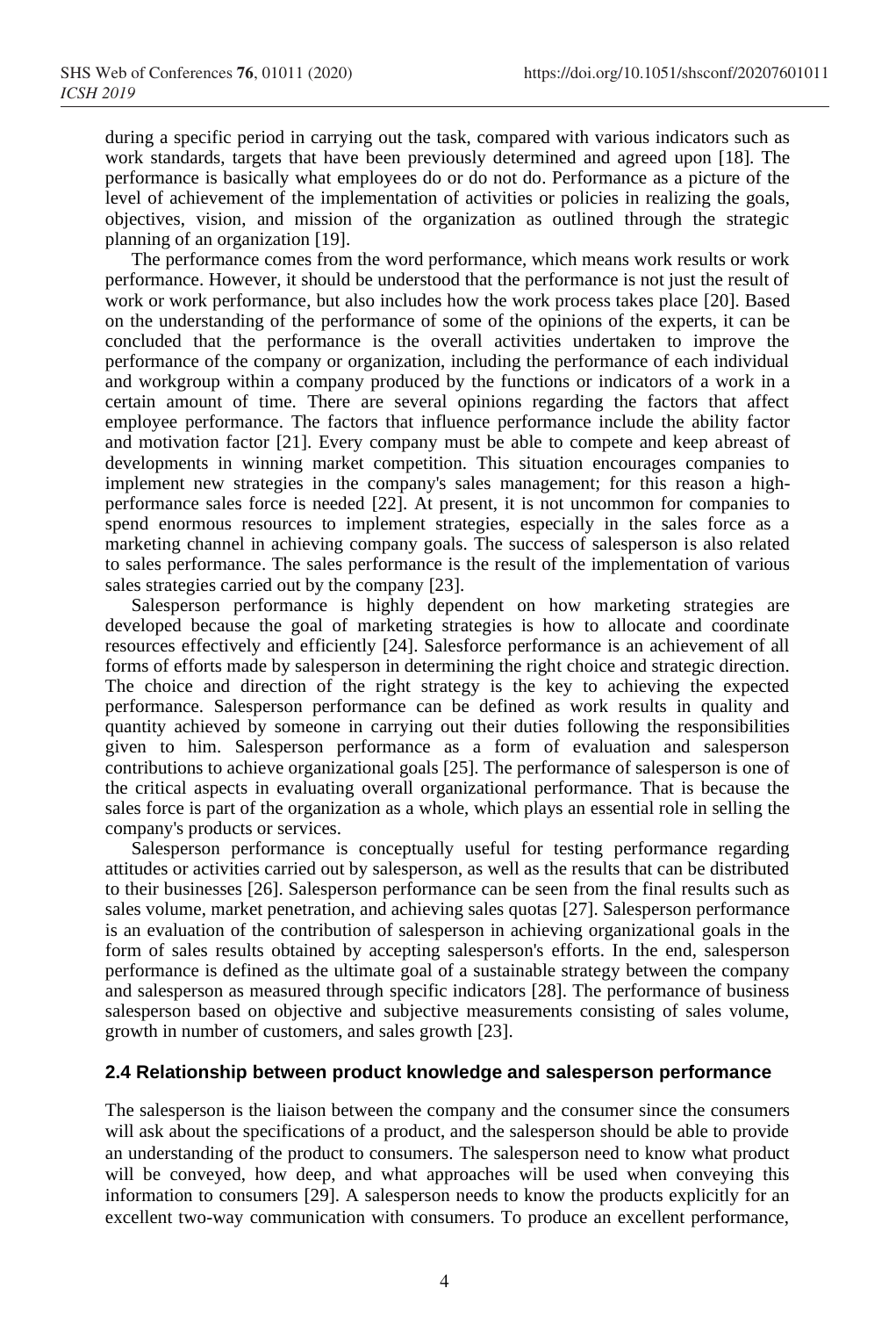during a specific period in carrying out the task, compared with various indicators such as work standards, targets that have been previously determined and agreed upon [18]. The performance is basically what employees do or do not do. Performance as a picture of the level of achievement of the implementation of activities or policies in realizing the goals, objectives, vision, and mission of the organization as outlined through the strategic planning of an organization [19].

The performance comes from the word performance, which means work results or work performance. However, it should be understood that the performance is not just the result of work or work performance, but also includes how the work process takes place [20]. Based on the understanding of the performance of some of the opinions of the experts, it can be concluded that the performance is the overall activities undertaken to improve the performance of the company or organization, including the performance of each individual and workgroup within a company produced by the functions or indicators of a work in a certain amount of time. There are several opinions regarding the factors that affect employee performance. The factors that influence performance include the ability factor and motivation factor [21]. Every company must be able to compete and keep abreast of developments in winning market competition. This situation encourages companies to implement new strategies in the company's sales management; for this reason a high-performance sales force is needed [22]. At present, it is not uncommon for companies to spend enormous resources to implement strategies, especially in the sales force as a marketing channel in achieving company goals. The success of salesperson is also related to sales performance. The sales performance is the result of the implementation of various sales strategies carried out by the company [23].

Salesperson performance is highly dependent on how marketing strategies are developed because the goal of marketing strategies is how to allocate and coordinate resources effectively and efficiently [24]. Salesforce performance is an achievement of all forms of efforts made by salesperson in determining the right choice and strategic direction. The choice and direction of the right strategy is the key to achieving the expected performance. Salesperson performance can be defined as work results in quality and quantity achieved by someone in carrying out their duties following the responsibilities given to him. Salesperson performance as a form of evaluation and salesperson contributions to achieve organizational goals [25]. The performance of salesperson is one of the critical aspects in evaluating overall organizational performance. That is because the sales force is part of the organization as a whole, which plays an essential role in selling the company's products or services.

Salesperson performance is conceptually useful for testing performance regarding attitudes or activities carried out by salesperson, as well as the results that can be distributed to their businesses [26]. Salesperson performance can be seen from the final results such as sales volume, market penetration, and achieving sales quotas [27]. Salesperson performance is an evaluation of the contribution of salesperson in achieving organizational goals in the form of sales results obtained by accepting salesperson's efforts. In the end, salesperson performance is defined as the ultimate goal of a sustainable strategy between the company and salesperson as measured through specific indicators [28]. The performance of business salesperson based on objective and subjective measurements consisting of sales volume, growth in number of customers, and sales growth [23].

### 2.4 Relationship between product knowledge and salesperson performance

The salesperson is the liaison between the company and the consumer since the consumers will ask about the specifications of a product, and the salesperson should be able to provide an understanding of the product to consumers. The salesperson need to know what product will be conveyed, how deep, and what approaches will be used when conveying this information to consumers [29]. A salesperson needs to know the products explicitly for an excellent two-way communication with consumers. To produce an excellent performance,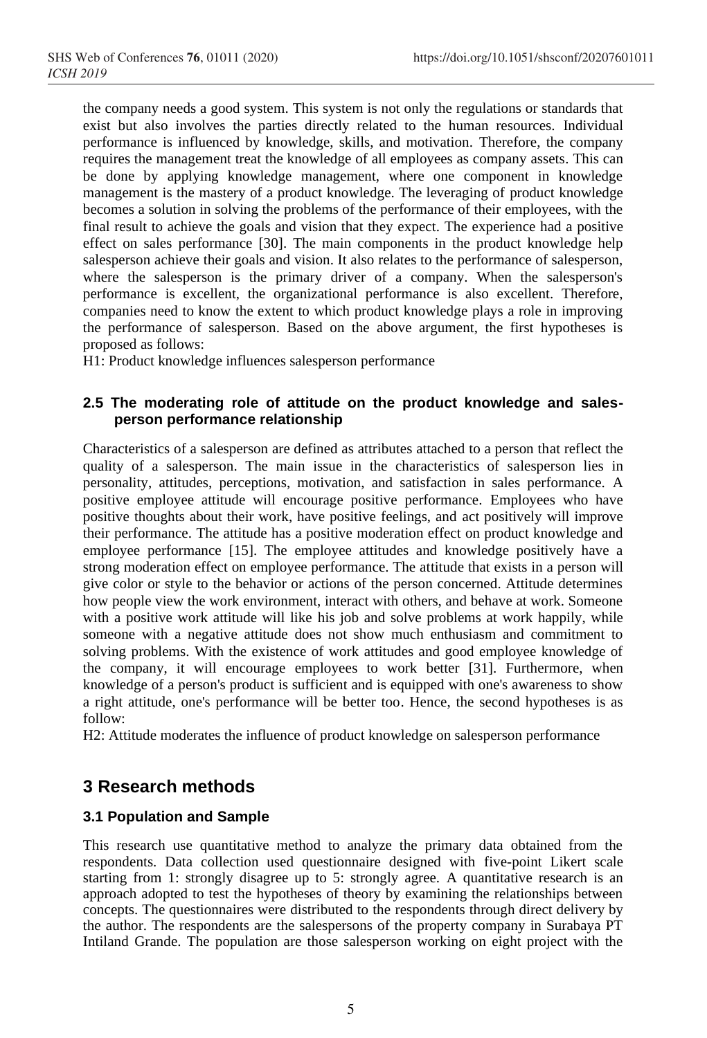the company needs a good system. This system is not only the regulations or standards that exist but also involves the parties directly related to the human resources. Individual performance is influenced by knowledge, skills, and motivation. Therefore, the company requires the management treat the knowledge of all employees as company assets. This can be done by applying knowledge management, where one component in knowledge management is the mastery of a product knowledge. The leveraging of product knowledge becomes a solution in solving the problems of the performance of their employees, with the final result to achieve the goals and vision that they expect. The experience had a positive effect on sales performance [30]. The main components in the product knowledge help salesperson achieve their goals and vision. It also relates to the performance of salesperson, where the salesperson is the primary driver of a company. When the salesperson's performance is excellent, the organizational performance is also excellent. Therefore, companies need to know the extent to which product knowledge plays a role in improving the performance of salesperson. Based on the above argument, the first hypotheses is proposed as follows:

H1: Product knowledge influences salesperson performance

### 2.5 The moderating role of attitude on the product knowledge and sales-person performance relationship

Characteristics of a salesperson are defined as attributes attached to a person that reflect the quality of a salesperson. The main issue in the characteristics of salesperson lies in personality, attitudes, perceptions, motivation, and satisfaction in sales performance. A positive employee attitude will encourage positive performance. Employees who have positive thoughts about their work, have positive feelings, and act positively will improve their performance. The attitude has a positive moderation effect on product knowledge and employee performance [15]. The employee attitudes and knowledge positively have a strong moderation effect on employee performance. The attitude that exists in a person will give color or style to the behavior or actions of the person concerned. Attitude determines how people view the work environment, interact with others, and behave at work. Someone with a positive work attitude will like his job and solve problems at work happily, while someone with a negative attitude does not show much enthusiasm and commitment to solving problems. With the existence of work attitudes and good employee knowledge of the company, it will encourage employees to work better [31]. Furthermore, when knowledge of a person's product is sufficient and is equipped with one's awareness to show a right attitude, one's performance will be better too. Hence, the second hypotheses is as follow:

H2: Attitude moderates the influence of product knowledge on salesperson performance

## 3 Research methods

### 3.1 Population and Sample

This research use quantitative method to analyze the primary data obtained from the respondents. Data collection used questionnaire designed with five-point Likert scale starting from 1: strongly disagree up to 5: strongly agree. A quantitative research is an approach adopted to test the hypotheses of theory by examining the relationships between concepts. The questionnaires were distributed to the respondents through direct delivery by the author. The respondents are the salespersons of the property company in Surabaya PT Intiland Grande. The population are those salesperson working on eight project with the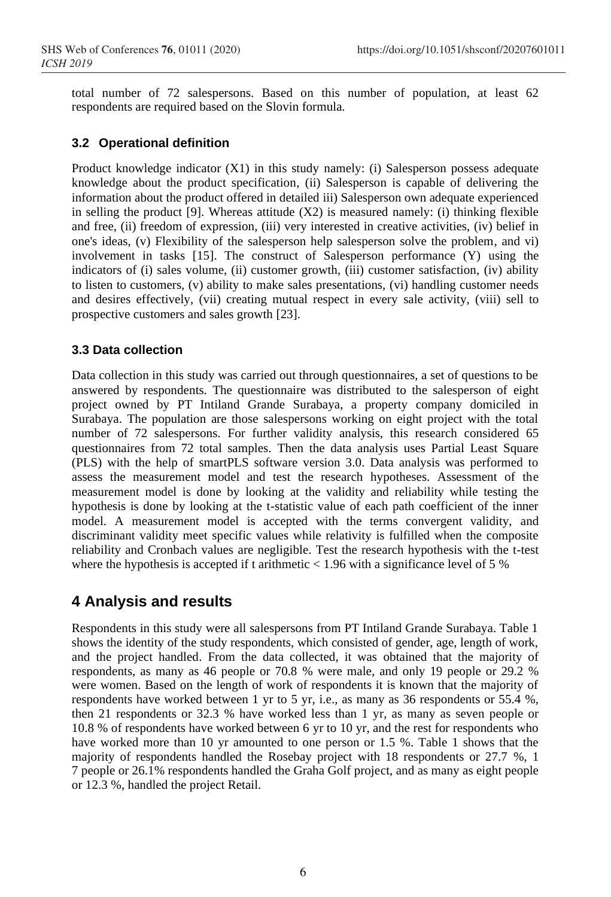total number of 72 salespersons. Based on this number of population, at least 62 respondents are required based on the Slovin formula.

### 3.2 Operational definition

Product knowledge indicator (X1) in this study namely: (i) Salesperson possess adequate knowledge about the product specification, (ii) Salesperson is capable of delivering the information about the product offered in detailed iii) Salesperson own adequate experienced in selling the product [9]. Whereas attitude (X2) is measured namely: (i) thinking flexible and free, (ii) freedom of expression, (iii) very interested in creative activities, (iv) belief in one's ideas, (v) Flexibility of the salesperson help salesperson solve the problem, and vi) involvement in tasks [15]. The construct of Salesperson performance (Y) using the indicators of (i) sales volume, (ii) customer growth, (iii) customer satisfaction, (iv) ability to listen to customers, (v) ability to make sales presentations, (vi) handling customer needs and desires effectively, (vii) creating mutual respect in every sale activity, (viii) sell to prospective customers and sales growth [23].

### 3.3 Data collection

Data collection in this study was carried out through questionnaires, a set of questions to be answered by respondents. The questionnaire was distributed to the salesperson of eight project owned by PT Intiland Grande Surabaya, a property company domiciled in Surabaya. The population are those salespersons working on eight project with the total number of 72 salespersons. For further validity analysis, this research considered 65 questionnaires from 72 total samples. Then the data analysis uses Partial Least Square (PLS) with the help of smartPLS software version 3.0. Data analysis was performed to assess the measurement model and test the research hypotheses. Assessment of the measurement model is done by looking at the validity and reliability while testing the hypothesis is done by looking at the t-statistic value of each path coefficient of the inner model. A measurement model is accepted with the terms convergent validity, and discriminant validity meet specific values while relativity is fulfilled when the composite reliability and Cronbach values are negligible. Test the research hypothesis with the t-test where the hypothesis is accepted if t arithmetic < 1.96 with a significance level of 5 %

## 4 Analysis and results

Respondents in this study were all salespersons from PT Intiland Grande Surabaya. Table 1 shows the identity of the study respondents, which consisted of gender, age, length of work, and the project handled. From the data collected, it was obtained that the majority of respondents, as many as 46 people or 70.8 % were male, and only 19 people or 29.2 % were women. Based on the length of work of respondents it is known that the majority of respondents have worked between 1 yr to 5 yr, i.e., as many as 36 respondents or 55.4 %, then 21 respondents or 32.3 % have worked less than 1 yr, as many as seven people or 10.8 % of respondents have worked between 6 yr to 10 yr, and the rest for respondents who have worked more than 10 yr amounted to one person or 1.5 %. Table 1 shows that the majority of respondents handled the Rosebay project with 18 respondents or 27.7 %, 1 7 people or 26.1% respondents handled the Graha Golf project, and as many as eight people or 12.3 %, handled the project Retail.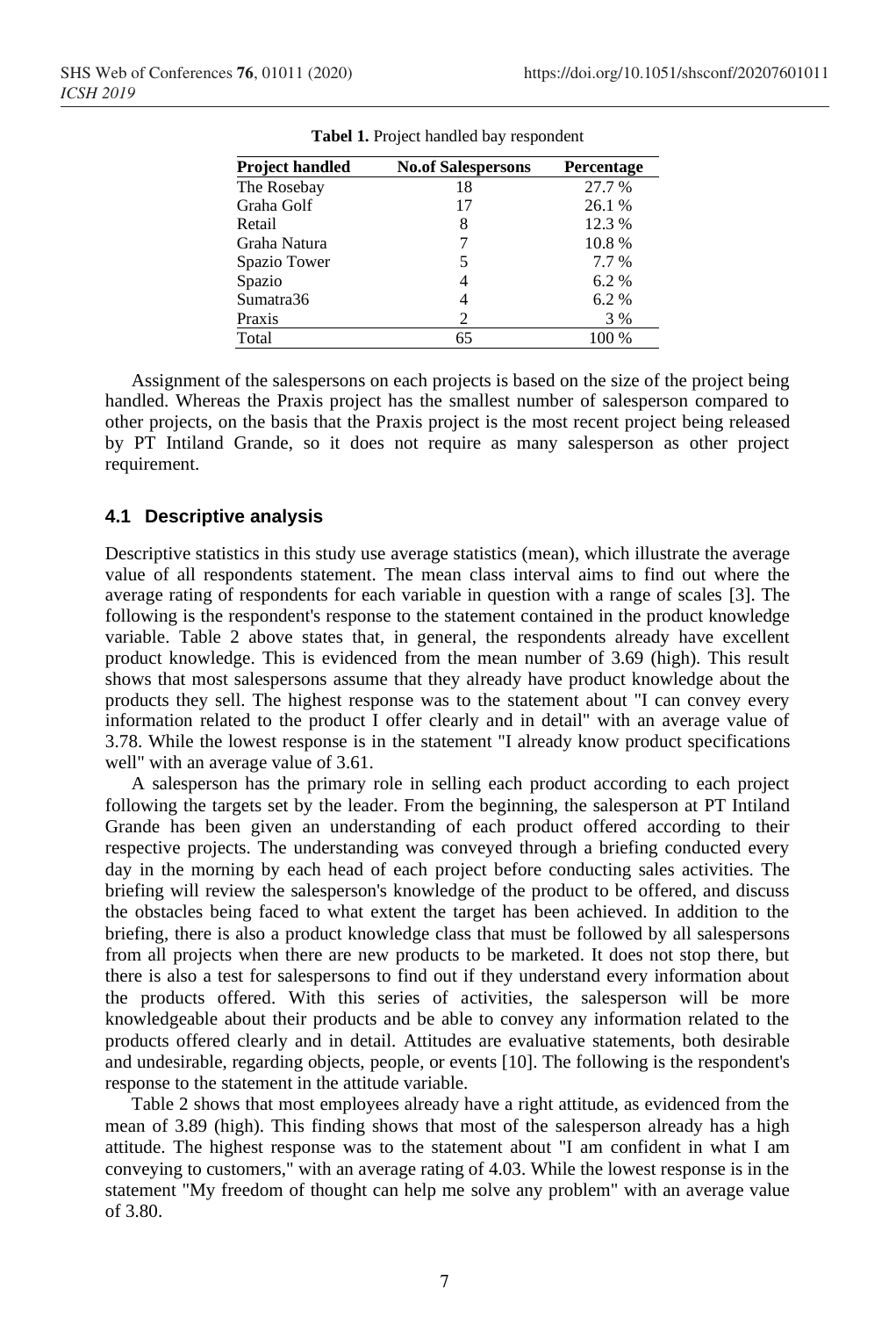**Tabel 1.** Project handled bay respondent

| Project handled | No.of Salespersons | Percentage |
|---|---|---|
| The Rosebay | 18 | 27.7 % |
| Graha Golf | 17 | 26.1 % |
| Retail | 8 | 12.3 % |
| Graha Natura | 7 | 10.8 % |
| Spazio Tower | 5 | 7.7 % |
| Spazio | 4 | 6.2 % |
| Sumatra36 | 4 | 6.2 % |
| Praxis | 2 | 3 % |
| Total | 65 | 100 % |

Assignment of the salespersons on each projects is based on the size of the project being handled. Whereas the Praxis project has the smallest number of salesperson compared to other projects, on the basis that the Praxis project is the most recent project being released by PT Intiland Grande, so it does not require as many salesperson as other project requirement.

### 4.1 Descriptive analysis

Descriptive statistics in this study use average statistics (mean), which illustrate the average value of all respondents statement. The mean class interval aims to find out where the average rating of respondents for each variable in question with a range of scales [3]. The following is the respondent's response to the statement contained in the product knowledge variable. Table 2 above states that, in general, the respondents already have excellent product knowledge. This is evidenced from the mean number of 3.69 (high). This result shows that most salespersons assume that they already have product knowledge about the products they sell. The highest response was to the statement about "I can convey every information related to the product I offer clearly and in detail" with an average value of 3.78. While the lowest response is in the statement "I already know product specifications well" with an average value of 3.61.

A salesperson has the primary role in selling each product according to each project following the targets set by the leader. From the beginning, the salesperson at PT Intiland Grande has been given an understanding of each product offered according to their respective projects. The understanding was conveyed through a briefing conducted every day in the morning by each head of each project before conducting sales activities. The briefing will review the salesperson's knowledge of the product to be offered, and discuss the obstacles being faced to what extent the target has been achieved. In addition to the briefing, there is also a product knowledge class that must be followed by all salespersons from all projects when there are new products to be marketed. It does not stop there, but there is also a test for salespersons to find out if they understand every information about the products offered. With this series of activities, the salesperson will be more knowledgeable about their products and be able to convey any information related to the products offered clearly and in detail. Attitudes are evaluative statements, both desirable and undesirable, regarding objects, people, or events [10]. The following is the respondent's response to the statement in the attitude variable.

Table 2 shows that most employees already have a right attitude, as evidenced from the mean of 3.89 (high). This finding shows that most of the salesperson already has a high attitude. The highest response was to the statement about "I am confident in what I am conveying to customers," with an average rating of 4.03. While the lowest response is in the statement "My freedom of thought can help me solve any problem" with an average value of 3.80.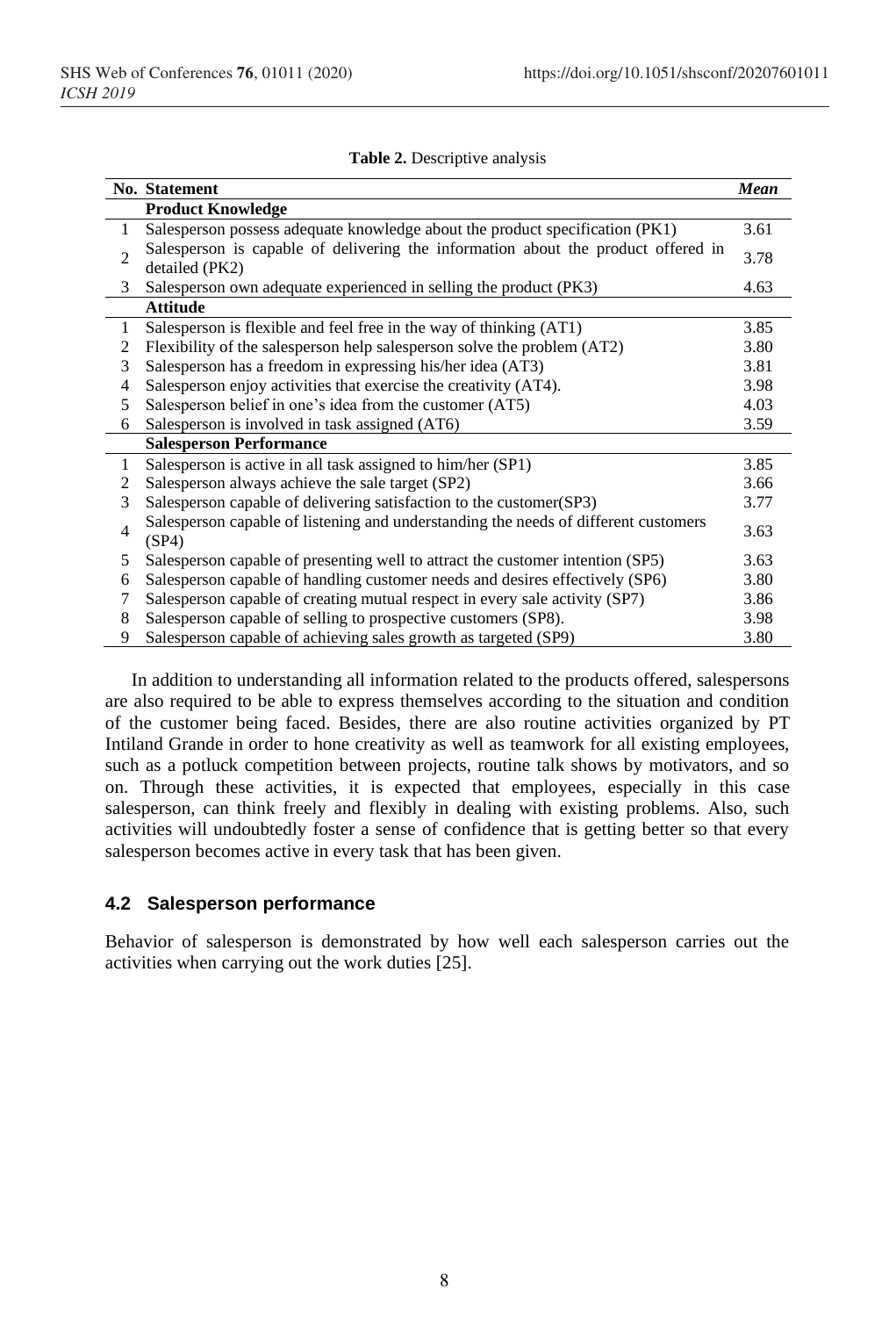**Table 2.** Descriptive analysis

| No. | Statement | *Mean* |
|---|---|---|
| | **Product Knowledge** | |
| 1 | Salesperson possess adequate knowledge about the product specification (PK1) | 3.61 |
| 2 | Salesperson is capable of delivering the information about the product offered in detailed (PK2) | 3.78 |
| 3 | Salesperson own adequate experienced in selling the product (PK3) | 4.63 |
| | **Attitude** | |
| 1 | Salesperson is flexible and feel free in the way of thinking (AT1) | 3.85 |
| 2 | Flexibility of the salesperson help salesperson solve the problem (AT2) | 3.80 |
| 3 | Salesperson has a freedom in expressing his/her idea (AT3) | 3.81 |
| 4 | Salesperson enjoy activities that exercise the creativity (AT4). | 3.98 |
| 5 | Salesperson belief in one's idea from the customer (AT5) | 4.03 |
| 6 | Salesperson is involved in task assigned (AT6) | 3.59 |
| | **Salesperson Performance** | |
| 1 | Salesperson is active in all task assigned to him/her (SP1) | 3.85 |
| 2 | Salesperson always achieve the sale target (SP2) | 3.66 |
| 3 | Salesperson capable of delivering satisfaction to the customer(SP3) | 3.77 |
| 4 | Salesperson capable of listening and understanding the needs of different customers (SP4) | 3.63 |
| 5 | Salesperson capable of presenting well to attract the customer intention (SP5) | 3.63 |
| 6 | Salesperson capable of handling customer needs and desires effectively (SP6) | 3.80 |
| 7 | Salesperson capable of creating mutual respect in every sale activity (SP7) | 3.86 |
| 8 | Salesperson capable of selling to prospective customers (SP8). | 3.98 |
| 9 | Salesperson capable of achieving sales growth as targeted (SP9) | 3.80 |

In addition to understanding all information related to the products offered, salespersons are also required to be able to express themselves according to the situation and condition of the customer being faced. Besides, there are also routine activities organized by PT Intiland Grande in order to hone creativity as well as teamwork for all existing employees, such as a potluck competition between projects, routine talk shows by motivators, and so on. Through these activities, it is expected that employees, especially in this case salesperson, can think freely and flexibly in dealing with existing problems. Also, such activities will undoubtedly foster a sense of confidence that is getting better so that every salesperson becomes active in every task that has been given.

### 4.2 Salesperson performance

Behavior of salesperson is demonstrated by how well each salesperson carries out the activities when carrying out the work duties [25].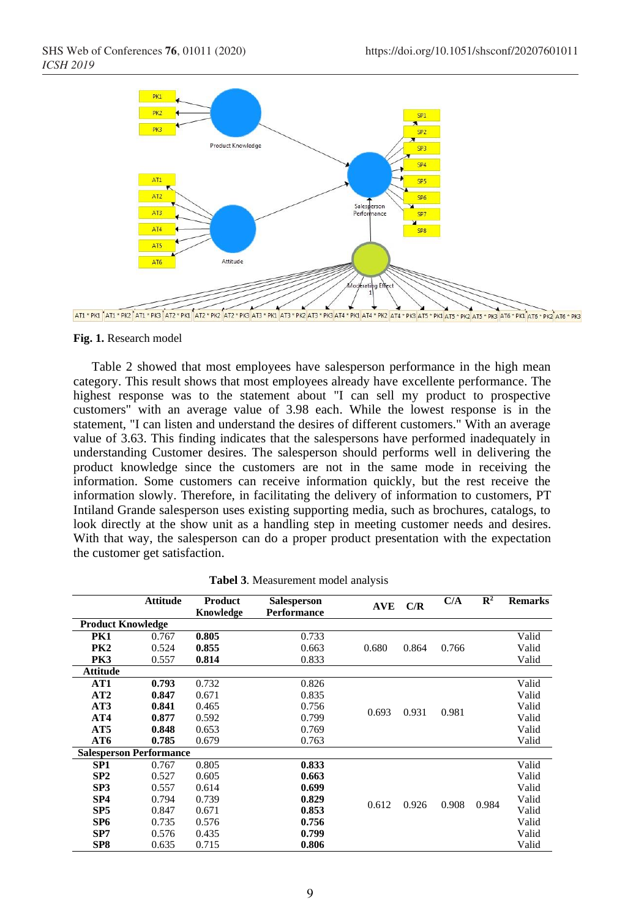**Fig. 1.** Research model

Table 2 showed that most employees have salesperson performance in the high mean category. This result shows that most employees already have excellente performance. The highest response was to the statement about "I can sell my product to prospective customers" with an average value of 3.98 each. While the lowest response is in the statement, "I can listen and understand the desires of different customers." With an average value of 3.63. This finding indicates that the salespersons have performed inadequately in understanding Customer desires. The salesperson should performs well in delivering the product knowledge since the customers are not in the same mode in receiving the information. Some customers can receive information quickly, but the rest receive the information slowly. Therefore, in facilitating the delivery of information to customers, PT Intiland Grande salesperson uses existing supporting media, such as brochures, catalogs, to look directly at the show unit as a handling step in meeting customer needs and desires. With that way, the salesperson can do a proper product presentation with the expectation the customer get satisfaction.

**Tabel 3**. Measurement model analysis

| | Attitude | Product Knowledge | Salesperson Performance | AVE | C/R | C/A | $R^2$ | Remarks |
|---|---|---|---|---|---|---|---|---|
| **Product Knowledge** | | | | | | | | |
| **PK1** | 0.767 | **0.805** | 0.733 | | | | | Valid |
| **PK2** | 0.524 | **0.855** | 0.663 | 0.680 | 0.864 | 0.766 | | Valid |
| **PK3** | 0.557 | **0.814** | 0.833 | | | | | Valid |
| **Attitude** | | | | | | | | |
| **AT1** | **0.793** | 0.732 | 0.826 | | | | | Valid |
| **AT2** | **0.847** | 0.671 | 0.835 | | | | | Valid |
| **AT3** | **0.841** | 0.465 | 0.756 | 0.693 | 0.931 | 0.981 | | Valid |
| **AT4** | **0.877** | 0.592 | 0.799 | | | | | Valid |
| **AT5** | **0.848** | 0.653 | 0.769 | | | | | Valid |
| **AT6** | **0.785** | 0.679 | 0.763 | | | | | Valid |
| **Salesperson Performance** | | | | | | | | |
| **SP1** | 0.767 | 0.805 | **0.833** | | | | | Valid |
| **SP2** | 0.527 | 0.605 | **0.663** | | | | | Valid |
| **SP3** | 0.557 | 0.614 | **0.699** | | | | | Valid |
| **SP4** | 0.794 | 0.739 | **0.829** | 0.612 | 0.926 | 0.908 | 0.984 | Valid |
| **SP5** | 0.847 | 0.671 | **0.853** | | | | | Valid |
| **SP6** | 0.735 | 0.576 | **0.756** | | | | | Valid |
| **SP7** | 0.576 | 0.435 | **0.799** | | | | | Valid |
| **SP8** | 0.635 | 0.715 | **0.806** | | | | | Valid |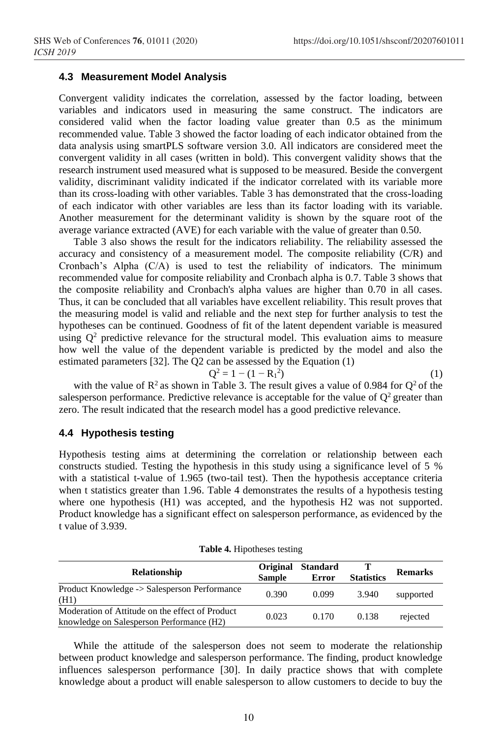### 4.3 Measurement Model Analysis

Convergent validity indicates the correlation, assessed by the factor loading, between variables and indicators used in measuring the same construct. The indicators are considered valid when the factor loading value greater than 0.5 as the minimum recommended value. Table 3 showed the factor loading of each indicator obtained from the data analysis using smartPLS software version 3.0. All indicators are considered meet the convergent validity in all cases (written in bold). This convergent validity shows that the research instrument used measured what is supposed to be measured. Beside the convergent validity, discriminant validity indicated if the indicator correlated with its variable more than its cross-loading with other variables. Table 3 has demonstrated that the cross-loading of each indicator with other variables are less than its factor loading with its variable. Another measurement for the determinant validity is shown by the square root of the average variance extracted (AVE) for each variable with the value of greater than 0.50.

Table 3 also shows the result for the indicators reliability. The reliability assessed the accuracy and consistency of a measurement model. The composite reliability (C/R) and Cronbach's Alpha (C/A) is used to test the reliability of indicators. The minimum recommended value for composite reliability and Cronbach alpha is 0.7. Table 3 shows that the composite reliability and Cronbach's alpha values are higher than 0.70 in all cases. Thus, it can be concluded that all variables have excellent reliability. This result proves that the measuring model is valid and reliable and the next step for further analysis to test the hypotheses can be continued. Goodness of fit of the latent dependent variable is measured using $Q^2$ predictive relevance for the structural model. This evaluation aims to measure how well the value of the dependent variable is predicted by the model and also the estimated parameters [32]. The Q2 can be assessed by the Equation (1)

$$Q^2 = 1 - (1 - R_1^2) \tag{1}$$

with the value of $R^2$ as shown in Table 3. The result gives a value of 0.984 for $Q^2$ of the salesperson performance. Predictive relevance is acceptable for the value of $Q^2$ greater than zero. The result indicated that the research model has a good predictive relevance.

### 4.4 Hypothesis testing

Hypothesis testing aims at determining the correlation or relationship between each constructs studied. Testing the hypothesis in this study using a significance level of 5 % with a statistical t-value of 1.965 (two-tail test). Then the hypothesis acceptance criteria when t statistics greater than 1.96. Table 4 demonstrates the results of a hypothesis testing where one hypothesis (H1) was accepted, and the hypothesis H2 was not supported. Product knowledge has a significant effect on salesperson performance, as evidenced by the t value of 3.939.

**Table 4.** Hipotheses testing

| Relationship | Original Sample | Standard Error | T Statistics | Remarks |
|---|---|---|---|---|
| Product Knowledge -> Salesperson Performance (H1) | 0.390 | 0.099 | 3.940 | supported |
| Moderation of Attitude on the effect of Product knowledge on Salesperson Performance (H2) | 0.023 | 0.170 | 0.138 | rejected |

While the attitude of the salesperson does not seem to moderate the relationship between product knowledge and salesperson performance. The finding, product knowledge influences salesperson performance [30]. In daily practice shows that with complete knowledge about a product will enable salesperson to allow customers to decide to buy the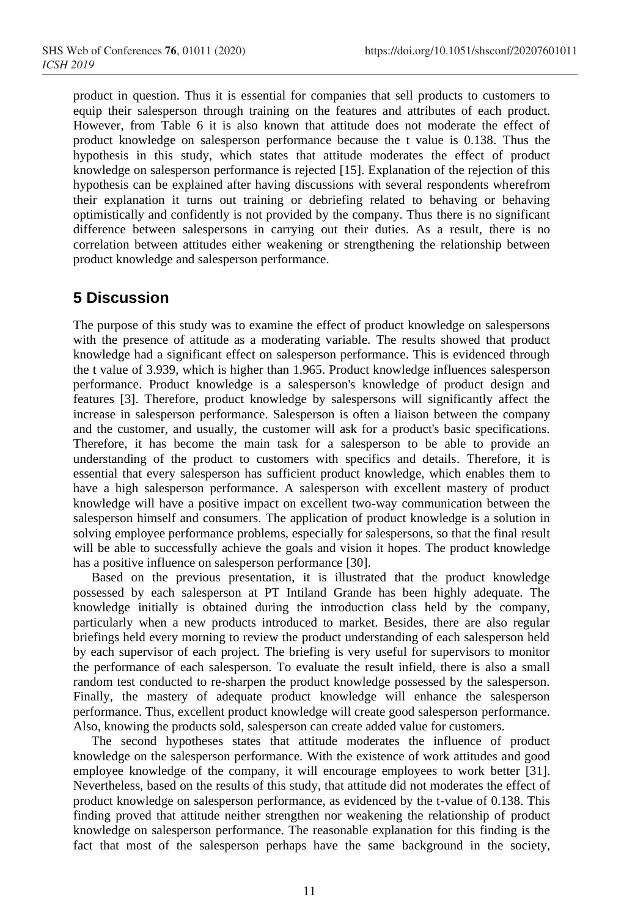product in question. Thus it is essential for companies that sell products to customers to equip their salesperson through training on the features and attributes of each product. However, from Table 6 it is also known that attitude does not moderate the effect of product knowledge on salesperson performance because the t value is 0.138. Thus the hypothesis in this study, which states that attitude moderates the effect of product knowledge on salesperson performance is rejected [15]. Explanation of the rejection of this hypothesis can be explained after having discussions with several respondents wherefrom their explanation it turns out training or debriefing related to behaving or behaving optimistically and confidently is not provided by the company. Thus there is no significant difference between salespersons in carrying out their duties. As a result, there is no correlation between attitudes either weakening or strengthening the relationship between product knowledge and salesperson performance.

## 5 Discussion

The purpose of this study was to examine the effect of product knowledge on salespersons with the presence of attitude as a moderating variable. The results showed that product knowledge had a significant effect on salesperson performance. This is evidenced through the t value of 3.939, which is higher than 1.965. Product knowledge influences salesperson performance. Product knowledge is a salesperson's knowledge of product design and features [3]. Therefore, product knowledge by salespersons will significantly affect the increase in salesperson performance. Salesperson is often a liaison between the company and the customer, and usually, the customer will ask for a product's basic specifications. Therefore, it has become the main task for a salesperson to be able to provide an understanding of the product to customers with specifics and details. Therefore, it is essential that every salesperson has sufficient product knowledge, which enables them to have a high salesperson performance. A salesperson with excellent mastery of product knowledge will have a positive impact on excellent two-way communication between the salesperson himself and consumers. The application of product knowledge is a solution in solving employee performance problems, especially for salespersons, so that the final result will be able to successfully achieve the goals and vision it hopes. The product knowledge has a positive influence on salesperson performance [30].

Based on the previous presentation, it is illustrated that the product knowledge possessed by each salesperson at PT Intiland Grande has been highly adequate. The knowledge initially is obtained during the introduction class held by the company, particularly when a new products introduced to market. Besides, there are also regular briefings held every morning to review the product understanding of each salesperson held by each supervisor of each project. The briefing is very useful for supervisors to monitor the performance of each salesperson. To evaluate the result infield, there is also a small random test conducted to re-sharpen the product knowledge possessed by the salesperson. Finally, the mastery of adequate product knowledge will enhance the salesperson performance. Thus, excellent product knowledge will create good salesperson performance. Also, knowing the products sold, salesperson can create added value for customers.

The second hypotheses states that attitude moderates the influence of product knowledge on the salesperson performance. With the existence of work attitudes and good employee knowledge of the company, it will encourage employees to work better [31]. Nevertheless, based on the results of this study, that attitude did not moderates the effect of product knowledge on salesperson performance, as evidenced by the t-value of 0.138. This finding proved that attitude neither strengthen nor weakening the relationship of product knowledge on salesperson performance. The reasonable explanation for this finding is the fact that most of the salesperson perhaps have the same background in the society,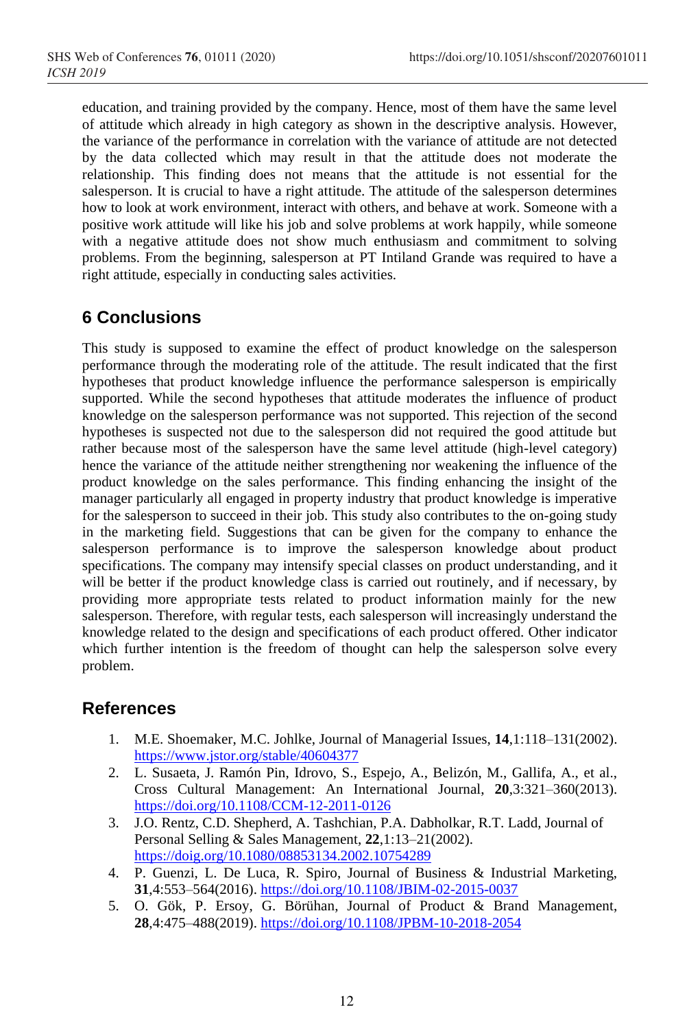education, and training provided by the company. Hence, most of them have the same level of attitude which already in high category as shown in the descriptive analysis. However, the variance of the performance in correlation with the variance of attitude are not detected by the data collected which may result in that the attitude does not moderate the relationship. This finding does not means that the attitude is not essential for the salesperson. It is crucial to have a right attitude. The attitude of the salesperson determines how to look at work environment, interact with others, and behave at work. Someone with a positive work attitude will like his job and solve problems at work happily, while someone with a negative attitude does not show much enthusiasm and commitment to solving problems. From the beginning, salesperson at PT Intiland Grande was required to have a right attitude, especially in conducting sales activities.

## 6 Conclusions

This study is supposed to examine the effect of product knowledge on the salesperson performance through the moderating role of the attitude. The result indicated that the first hypotheses that product knowledge influence the performance salesperson is empirically supported. While the second hypotheses that attitude moderates the influence of product knowledge on the salesperson performance was not supported. This rejection of the second hypotheses is suspected not due to the salesperson did not required the good attitude but rather because most of the salesperson have the same level attitude (high-level category) hence the variance of the attitude neither strengthening nor weakening the influence of the product knowledge on the sales performance. This finding enhancing the insight of the manager particularly all engaged in property industry that product knowledge is imperative for the salesperson to succeed in their job. This study also contributes to the on-going study in the marketing field. Suggestions that can be given for the company to enhance the salesperson performance is to improve the salesperson knowledge about product specifications. The company may intensify special classes on product understanding, and it will be better if the product knowledge class is carried out routinely, and if necessary, by providing more appropriate tests related to product information mainly for the new salesperson. Therefore, with regular tests, each salesperson will increasingly understand the knowledge related to the design and specifications of each product offered. Other indicator which further intention is the freedom of thought can help the salesperson solve every problem.

## References

1. M.E. Shoemaker, M.C. Johlke, Journal of Managerial Issues, **14**,1:118–131(2002). https://www.jstor.org/stable/40604377
2. L. Susaeta, J. Ramón Pin, Idrovo, S., Espejo, A., Belizón, M., Gallifa, A., et al., Cross Cultural Management: An International Journal, **20**,3:321–360(2013). https://doi.org/10.1108/CCM-12-2011-0126
3. J.O. Rentz, C.D. Shepherd, A. Tashchian, P.A. Dabholkar, R.T. Ladd, Journal of Personal Selling & Sales Management, **22**,1:13–21(2002). https://doig.org/10.1080/08853134.2002.10754289
4. P. Guenzi, L. De Luca, R. Spiro, Journal of Business & Industrial Marketing, **31**,4:553–564(2016). https://doi.org/10.1108/JBIM-02-2015-0037
5. O. Gök, P. Ersoy, G. Börühan, Journal of Product & Brand Management, **28**,4:475–488(2019). https://doi.org/10.1108/JPBM-10-2018-2054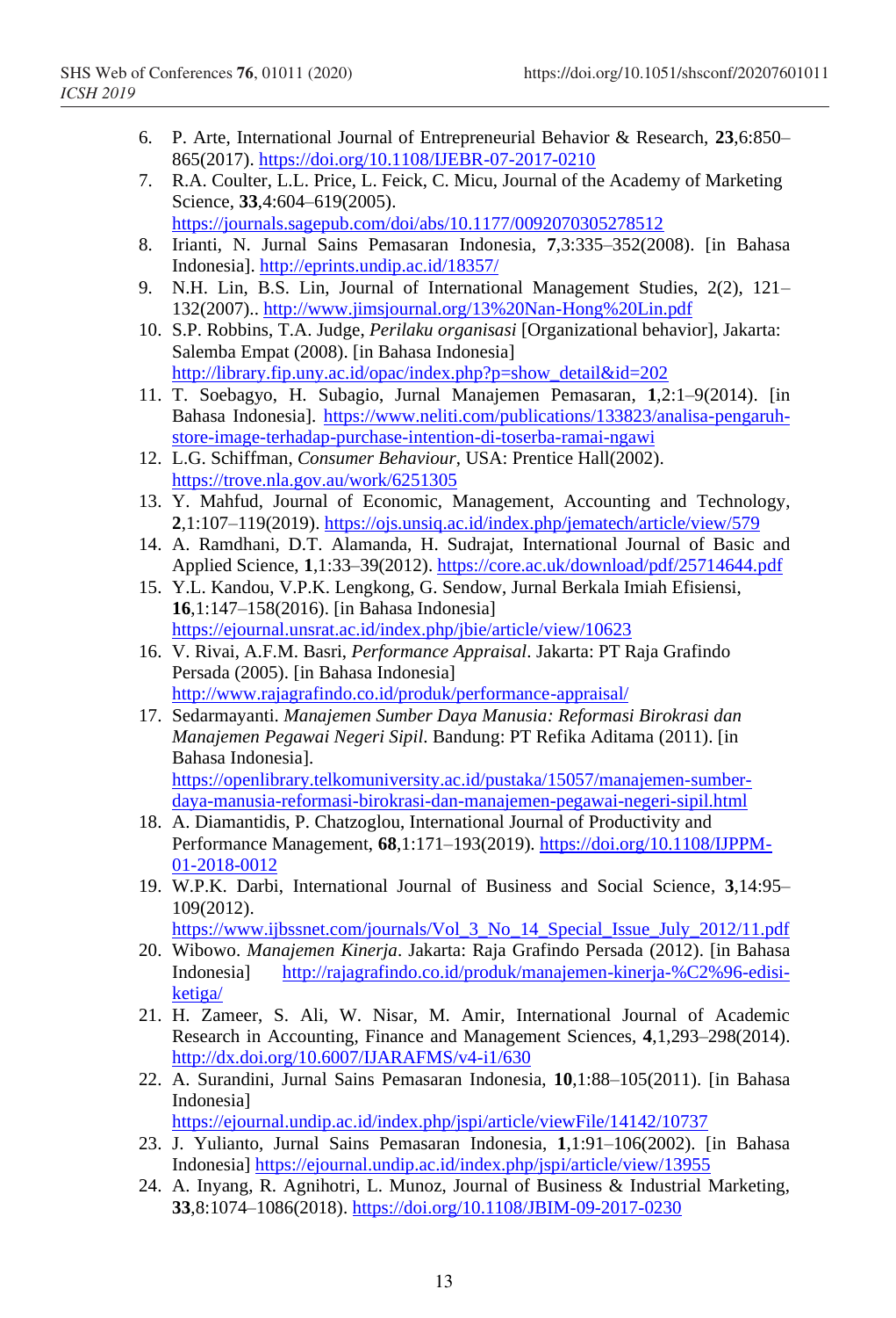6. P. Arte, International Journal of Entrepreneurial Behavior & Research, **23**,6:850–865(2017). https://doi.org/10.1108/IJEBR-07-2017-0210
7. R.A. Coulter, L.L. Price, L. Feick, C. Micu, Journal of the Academy of Marketing Science, **33**,4:604–619(2005). https://journals.sagepub.com/doi/abs/10.1177/0092070305278512
8. Irianti, N. Jurnal Sains Pemasaran Indonesia, **7**,3:335–352(2008). [in Bahasa Indonesia]. http://eprints.undip.ac.id/18357/
9. N.H. Lin, B.S. Lin, Journal of International Management Studies, 2(2), 121–132(2007).. http://www.jimsjournal.org/13%20Nan-Hong%20Lin.pdf
10. S.P. Robbins, T.A. Judge, *Perilaku organisasi* [Organizational behavior], Jakarta: Salemba Empat (2008). [in Bahasa Indonesia] http://library.fip.uny.ac.id/opac/index.php?p=show_detail&id=202
11. T. Soebagyo, H. Subagio, Jurnal Manajemen Pemasaran, **1**,2:1–9(2014). [in Bahasa Indonesia]. https://www.neliti.com/publications/133823/analisa-pengaruh-store-image-terhadap-purchase-intention-di-toserba-ramai-ngawi
12. L.G. Schiffman, *Consumer Behaviour*, USA: Prentice Hall(2002). https://trove.nla.gov.au/work/6251305
13. Y. Mahfud, Journal of Economic, Management, Accounting and Technology, **2**,1:107–119(2019). https://ojs.unsiq.ac.id/index.php/jematech/article/view/579
14. A. Ramdhani, D.T. Alamanda, H. Sudrajat, International Journal of Basic and Applied Science, **1**,1:33–39(2012). https://core.ac.uk/download/pdf/25714644.pdf
15. Y.L. Kandou, V.P.K. Lengkong, G. Sendow, Jurnal Berkala Imiah Efisiensi, **16**,1:147–158(2016). [in Bahasa Indonesia] https://ejournal.unsrat.ac.id/index.php/jbie/article/view/10623
16. V. Rivai, A.F.M. Basri, *Performance Appraisal*. Jakarta: PT Raja Grafindo Persada (2005). [in Bahasa Indonesia] http://www.rajagrafindo.co.id/produk/performance-appraisal/
17. Sedarmayanti. *Manajemen Sumber Daya Manusia: Reformasi Birokrasi dan Manajemen Pegawai Negeri Sipil*. Bandung: PT Refika Aditama (2011). [in Bahasa Indonesia]. https://openlibrary.telkomuniversity.ac.id/pustaka/15057/manajemen-sumber-daya-manusia-reformasi-birokrasi-dan-manajemen-pegawai-negeri-sipil.html
18. A. Diamantidis, P. Chatzoglou, International Journal of Productivity and Performance Management, **68**,1:171–193(2019). https://doi.org/10.1108/IJPPM-01-2018-0012
19. W.P.K. Darbi, International Journal of Business and Social Science, **3**,14:95–109(2012). https://www.ijbssnet.com/journals/Vol_3_No_14_Special_Issue_July_2012/11.pdf
20. Wibowo. *Manajemen Kinerja*. Jakarta: Raja Grafindo Persada (2012). [in Bahasa Indonesia] http://rajagrafindo.co.id/produk/manajemen-kinerja-%C2%96-edisi-ketiga/
21. H. Zameer, S. Ali, W. Nisar, M. Amir, International Journal of Academic Research in Accounting, Finance and Management Sciences, **4**,1,293–298(2014). http://dx.doi.org/10.6007/IJARAFMS/v4-i1/630
22. A. Surandini, Jurnal Sains Pemasaran Indonesia, **10**,1:88–105(2011). [in Bahasa Indonesia] https://ejournal.undip.ac.id/index.php/jspi/article/viewFile/14142/10737
23. J. Yulianto, Jurnal Sains Pemasaran Indonesia, **1**,1:91–106(2002). [in Bahasa Indonesia] https://ejournal.undip.ac.id/index.php/jspi/article/view/13955
24. A. Inyang, R. Agnihotri, L. Munoz, Journal of Business & Industrial Marketing, **33**,8:1074–1086(2018). https://doi.org/10.1108/JBIM-09-2017-0230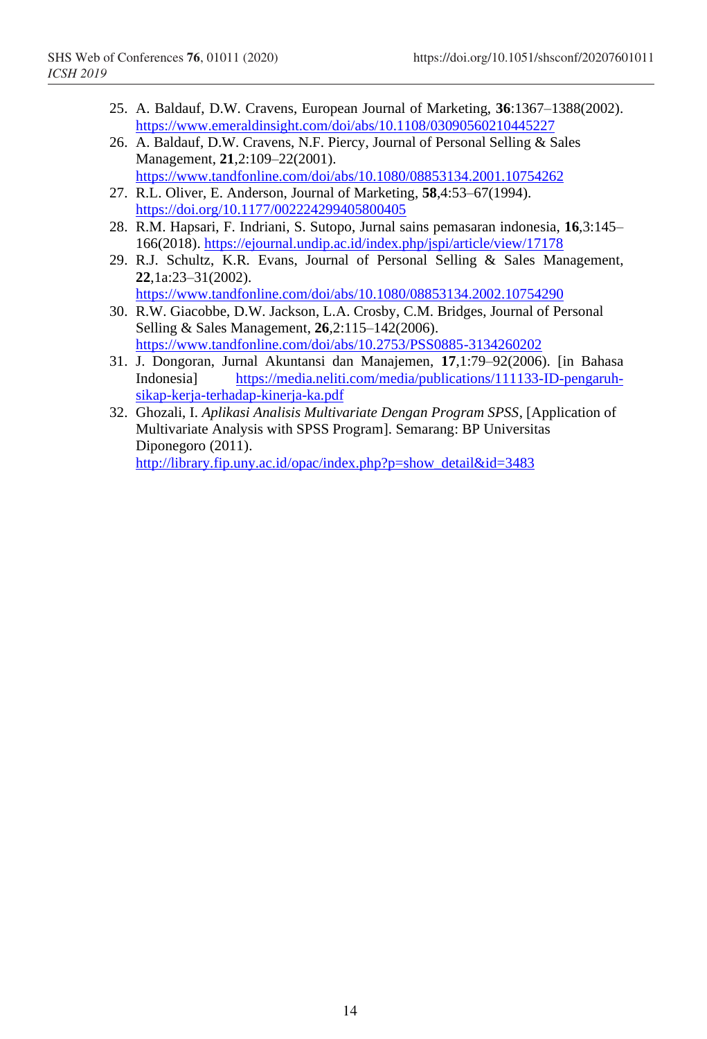25. A. Baldauf, D.W. Cravens, European Journal of Marketing, **36**:1367–1388(2002). https://www.emeraldinsight.com/doi/abs/10.1108/03090560210445227
26. A. Baldauf, D.W. Cravens, N.F. Piercy, Journal of Personal Selling & Sales Management, **21**,2:109–22(2001). https://www.tandfonline.com/doi/abs/10.1080/08853134.2001.10754262
27. R.L. Oliver, E. Anderson, Journal of Marketing, **58**,4:53–67(1994). https://doi.org/10.1177/002224299405800405
28. R.M. Hapsari, F. Indriani, S. Sutopo, Jurnal sains pemasaran indonesia, **16**,3:145–166(2018). https://ejournal.undip.ac.id/index.php/jspi/article/view/17178
29. R.J. Schultz, K.R. Evans, Journal of Personal Selling & Sales Management, **22**,1a:23–31(2002). https://www.tandfonline.com/doi/abs/10.1080/08853134.2002.10754290
30. R.W. Giacobbe, D.W. Jackson, L.A. Crosby, C.M. Bridges, Journal of Personal Selling & Sales Management, **26**,2:115–142(2006). https://www.tandfonline.com/doi/abs/10.2753/PSS0885-3134260202
31. J. Dongoran, Jurnal Akuntansi dan Manajemen, **17**,1:79–92(2006). [in Bahasa Indonesia] https://media.neliti.com/media/publications/111133-ID-pengaruh-sikap-kerja-terhadap-kinerja-ka.pdf
32. Ghozali, I. *Aplikasi Analisis Multivariate Dengan Program SPSS*, [Application of Multivariate Analysis with SPSS Program]. Semarang: BP Universitas Diponegoro (2011). http://library.fip.uny.ac.id/opac/index.php?p=show_detail&id=3483